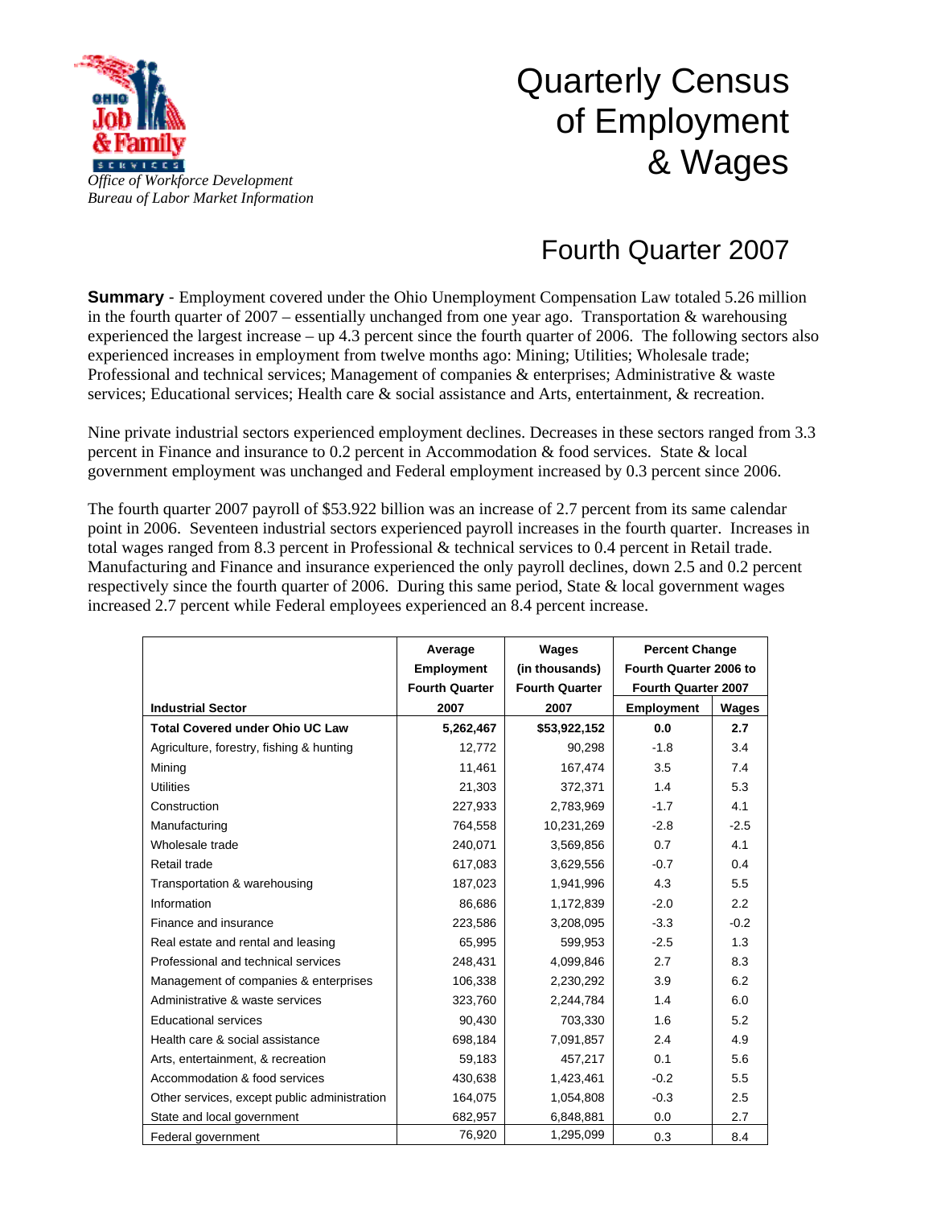*Office of Workforce Development*
*Bureau of Labor Market Information*

# Quarterly Census of Employment & Wages

## Fourth Quarter 2007

**Summary** - Employment covered under the Ohio Unemployment Compensation Law totaled 5.26 million in the fourth quarter of 2007 – essentially unchanged from one year ago. Transportation & warehousing experienced the largest increase – up 4.3 percent since the fourth quarter of 2006. The following sectors also experienced increases in employment from twelve months ago: Mining; Utilities; Wholesale trade; Professional and technical services; Management of companies & enterprises; Administrative & waste services; Educational services; Health care & social assistance and Arts, entertainment, & recreation.

Nine private industrial sectors experienced employment declines. Decreases in these sectors ranged from 3.3 percent in Finance and insurance to 0.2 percent in Accommodation & food services. State & local government employment was unchanged and Federal employment increased by 0.3 percent since 2006.

The fourth quarter 2007 payroll of $53.922 billion was an increase of 2.7 percent from its same calendar point in 2006. Seventeen industrial sectors experienced payroll increases in the fourth quarter. Increases in total wages ranged from 8.3 percent in Professional & technical services to 0.4 percent in Retail trade. Manufacturing and Finance and insurance experienced the only payroll declines, down 2.5 and 0.2 percent respectively since the fourth quarter of 2006. During this same period, State & local government wages increased 2.7 percent while Federal employees experienced an 8.4 percent increase.

| Industrial Sector | Average Employment Fourth Quarter 2007 | Wages (in thousands) Fourth Quarter 2007 | Percent Change Fourth Quarter 2006 to Fourth Quarter 2007 | |
|---|---|---|---|---|
| | | | Employment | Wages |
| **Total Covered under Ohio UC Law** | **5,262,467** | **$53,922,152** | **0.0** | **2.7** |
| Agriculture, forestry, fishing & hunting | 12,772 | 90,298 | -1.8 | 3.4 |
| Mining | 11,461 | 167,474 | 3.5 | 7.4 |
| Utilities | 21,303 | 372,371 | 1.4 | 5.3 |
| Construction | 227,933 | 2,783,969 | -1.7 | 4.1 |
| Manufacturing | 764,558 | 10,231,269 | -2.8 | -2.5 |
| Wholesale trade | 240,071 | 3,569,856 | 0.7 | 4.1 |
| Retail trade | 617,083 | 3,629,556 | -0.7 | 0.4 |
| Transportation & warehousing | 187,023 | 1,941,996 | 4.3 | 5.5 |
| Information | 86,686 | 1,172,839 | -2.0 | 2.2 |
| Finance and insurance | 223,586 | 3,208,095 | -3.3 | -0.2 |
| Real estate and rental and leasing | 65,995 | 599,953 | -2.5 | 1.3 |
| Professional and technical services | 248,431 | 4,099,846 | 2.7 | 8.3 |
| Management of companies & enterprises | 106,338 | 2,230,292 | 3.9 | 6.2 |
| Administrative & waste services | 323,760 | 2,244,784 | 1.4 | 6.0 |
| Educational services | 90,430 | 703,330 | 1.6 | 5.2 |
| Health care & social assistance | 698,184 | 7,091,857 | 2.4 | 4.9 |
| Arts, entertainment, & recreation | 59,183 | 457,217 | 0.1 | 5.6 |
| Accommodation & food services | 430,638 | 1,423,461 | -0.2 | 5.5 |
| Other services, except public administration | 164,075 | 1,054,808 | -0.3 | 2.5 |
| State and local government | 682,957 | 6,848,881 | 0.0 | 2.7 |
| Federal government | 76,920 | 1,295,099 | 0.3 | 8.4 |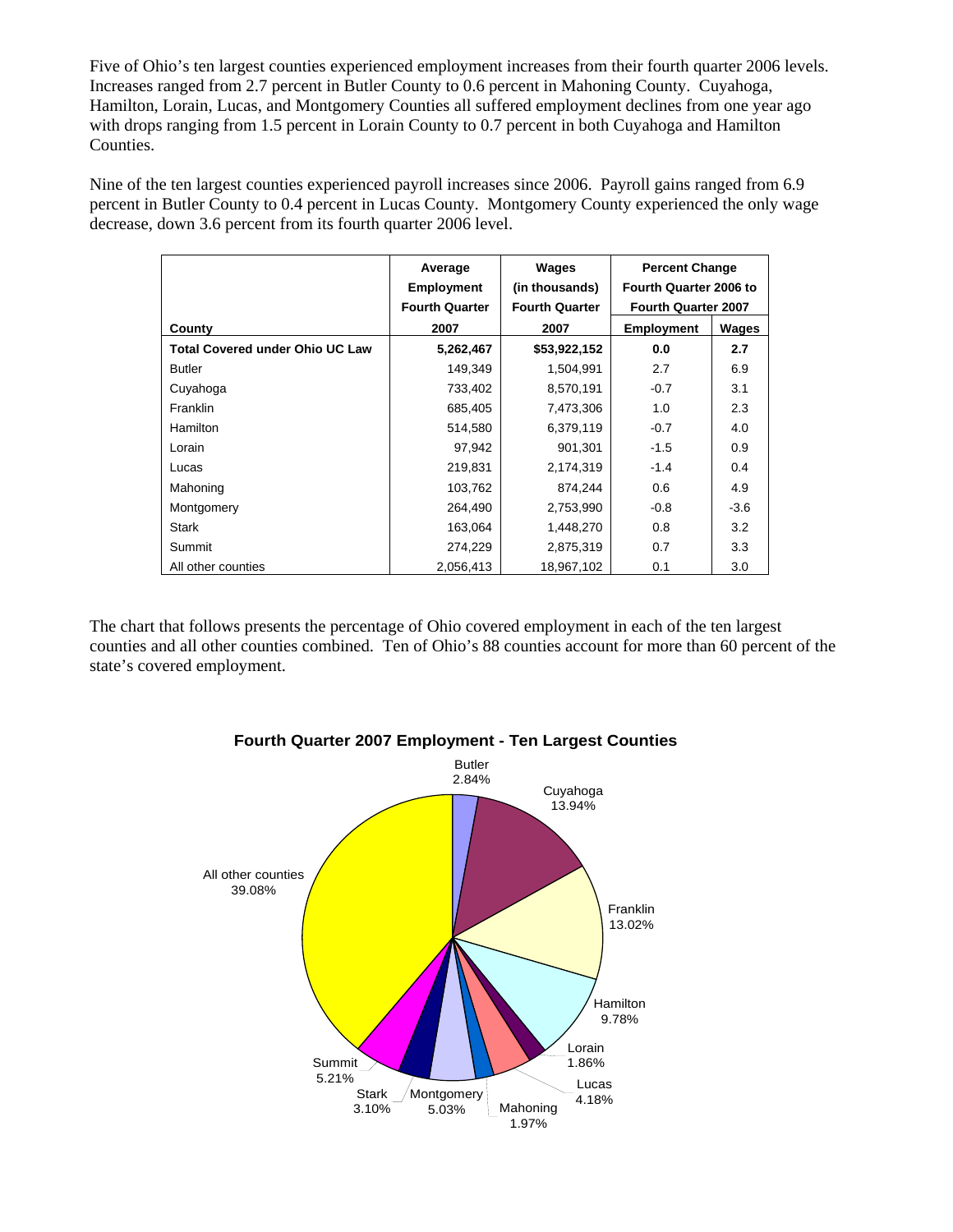Five of Ohio's ten largest counties experienced employment increases from their fourth quarter 2006 levels. Increases ranged from 2.7 percent in Butler County to 0.6 percent in Mahoning County. Cuyahoga, Hamilton, Lorain, Lucas, and Montgomery Counties all suffered employment declines from one year ago with drops ranging from 1.5 percent in Lorain County to 0.7 percent in both Cuyahoga and Hamilton Counties.

Nine of the ten largest counties experienced payroll increases since 2006. Payroll gains ranged from 6.9 percent in Butler County to 0.4 percent in Lucas County. Montgomery County experienced the only wage decrease, down 3.6 percent from its fourth quarter 2006 level.

| County | Average Employment Fourth Quarter 2007 | Wages (in thousands) Fourth Quarter 2007 | Percent Change Fourth Quarter 2006 to Fourth Quarter 2007 | |
|---|---|---|---|---|
| | | | Employment | Wages |
| **Total Covered under Ohio UC Law** | **5,262,467** | **$53,922,152** | **0.0** | **2.7** |
| Butler | 149,349 | 1,504,991 | 2.7 | 6.9 |
| Cuyahoga | 733,402 | 8,570,191 | -0.7 | 3.1 |
| Franklin | 685,405 | 7,473,306 | 1.0 | 2.3 |
| Hamilton | 514,580 | 6,379,119 | -0.7 | 4.0 |
| Lorain | 97,942 | 901,301 | -1.5 | 0.9 |
| Lucas | 219,831 | 2,174,319 | -1.4 | 0.4 |
| Mahoning | 103,762 | 874,244 | 0.6 | 4.9 |
| Montgomery | 264,490 | 2,753,990 | -0.8 | -3.6 |
| Stark | 163,064 | 1,448,270 | 0.8 | 3.2 |
| Summit | 274,229 | 2,875,319 | 0.7 | 3.3 |
| All other counties | 2,056,413 | 18,967,102 | 0.1 | 3.0 |

The chart that follows presents the percentage of Ohio covered employment in each of the ten largest counties and all other counties combined. Ten of Ohio's 88 counties account for more than 60 percent of the state's covered employment.

**Fourth Quarter 2007 Employment - Ten Largest Counties**

| County | Percent |
|---|---|
| Butler | 2.84% |
| Cuyahoga | 13.94% |
| Franklin | 13.02% |
| Hamilton | 9.78% |
| Lorain | 1.86% |
| Lucas | 4.18% |
| Mahoning | 1.97% |
| Montgomery | 5.03% |
| Stark | 3.10% |
| Summit | 5.21% |
| All other counties | 39.08% |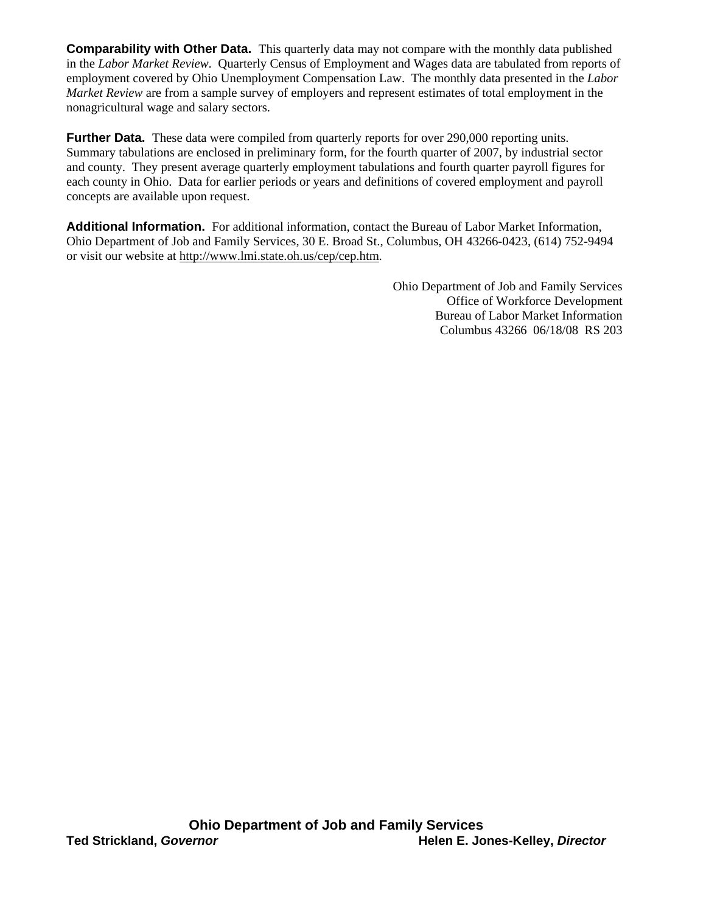**Comparability with Other Data.** This quarterly data may not compare with the monthly data published in the *Labor Market Review*. Quarterly Census of Employment and Wages data are tabulated from reports of employment covered by Ohio Unemployment Compensation Law. The monthly data presented in the *Labor Market Review* are from a sample survey of employers and represent estimates of total employment in the nonagricultural wage and salary sectors.

**Further Data.** These data were compiled from quarterly reports for over 290,000 reporting units. Summary tabulations are enclosed in preliminary form, for the fourth quarter of 2007, by industrial sector and county. They present average quarterly employment tabulations and fourth quarter payroll figures for each county in Ohio. Data for earlier periods or years and definitions of covered employment and payroll concepts are available upon request.

**Additional Information.** For additional information, contact the Bureau of Labor Market Information, Ohio Department of Job and Family Services, 30 E. Broad St., Columbus, OH 43266-0423, (614) 752-9494 or visit our website at http://www.lmi.state.oh.us/cep/cep.htm.

Ohio Department of Job and Family Services
Office of Workforce Development
Bureau of Labor Market Information
Columbus 43266 06/18/08 RS 203

**Ohio Department of Job and Family Services**

**Ted Strickland, *Governor*** **Helen E. Jones-Kelley, *Director***